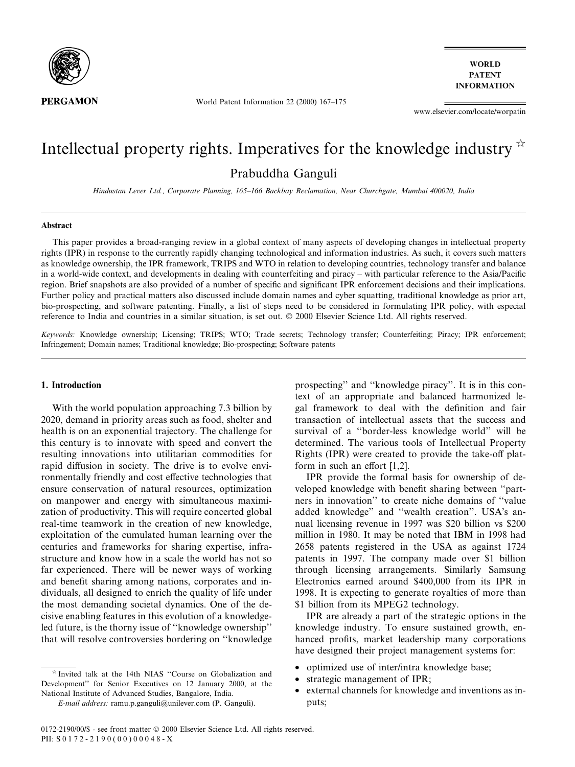# Intellectual property rights. Imperatives for the knowledge industry ☆

Prabuddha Ganguli

*Hindustan Lever Ltd., Corporate Planning, 165–166 Backbay Reclamation, Near Churchgate, Mumbai 400020, India*

## Abstract

This paper provides a broad-ranging review in a global context of many aspects of developing changes in intellectual property rights (IPR) in response to the currently rapidly changing technological and information industries. As such, it covers such matters as knowledge ownership, the IPR framework, TRIPS and WTO in relation to developing countries, technology transfer and balance in a world-wide context, and developments in dealing with counterfeiting and piracy – with particular reference to the Asia/Pacific region. Brief snapshots are also provided of a number of specific and significant IPR enforcement decisions and their implications. Further policy and practical matters also discussed include domain names and cyber squatting, traditional knowledge as prior art, bio-prospecting, and software patenting. Finally, a list of steps need to be considered in formulating IPR policy, with especial reference to India and countries in a similar situation, is set out. © 2000 Elsevier Science Ltd. All rights reserved.

*Keywords:* Knowledge ownership; Licensing; TRIPS; WTO; Trade secrets; Technology transfer; Counterfeiting; Piracy; IPR enforcement; Infringement; Domain names; Traditional knowledge; Bio-prospecting; Software patents

## 1. Introduction

With the world population approaching 7.3 billion by 2020, demand in priority areas such as food, shelter and health is on an exponential trajectory. The challenge for this century is to innovate with speed and convert the resulting innovations into utilitarian commodities for rapid diffusion in society. The drive is to evolve environmentally friendly and cost effective technologies that ensure conservation of natural resources, optimization on manpower and energy with simultaneous maximization of productivity. This will require concerted global real-time teamwork in the creation of new knowledge, exploitation of the cumulated human learning over the centuries and frameworks for sharing expertise, infrastructure and know how in a scale the world has not so far experienced. There will be newer ways of working and benefit sharing among nations, corporates and individuals, all designed to enrich the quality of life under the most demanding societal dynamics. One of the decisive enabling features in this evolution of a knowledge-led future, is the thorny issue of "knowledge ownership" that will resolve controversies bordering on "knowledge prospecting" and "knowledge piracy". It is in this context of an appropriate and balanced harmonized legal framework to deal with the definition and fair transaction of intellectual assets that the success and survival of a "border-less knowledge world" will be determined. The various tools of Intellectual Property Rights (IPR) were created to provide the take-off platform in such an effort [1,2].

IPR provide the formal basis for ownership of developed knowledge with benefit sharing between "partners in innovation" to create niche domains of "value added knowledge" and "wealth creation". USA's annual licensing revenue in 1997 was $20 billion vs $200 million in 1980. It may be noted that IBM in 1998 had 2658 patents registered in the USA as against 1724 patents in 1997. The company made over $1 billion through licensing arrangements. Similarly Samsung Electronics earned around $400,000 from its IPR in 1998. It is expecting to generate royalties of more than $1 billion from its MPEG2 technology.

IPR are already a part of the strategic options in the knowledge industry. To ensure sustained growth, enhanced profits, market leadership many corporations have designed their project management systems for:

- optimized use of inter/intra knowledge base;
- strategic management of IPR;
- external channels for knowledge and inventions as inputs;

☆ Invited talk at the 14th NIAS "Course on Globalization and Development" for Senior Executives on 12 January 2000, at the National Institute of Advanced Studies, Bangalore, India.

*E-mail address:* ramu.p.ganguli@unilever.com (P. Ganguli).

0172-2190/00/$ - see front matter © 2000 Elsevier Science Ltd. All rights reserved.
PII: S0172-2190(00)00048-X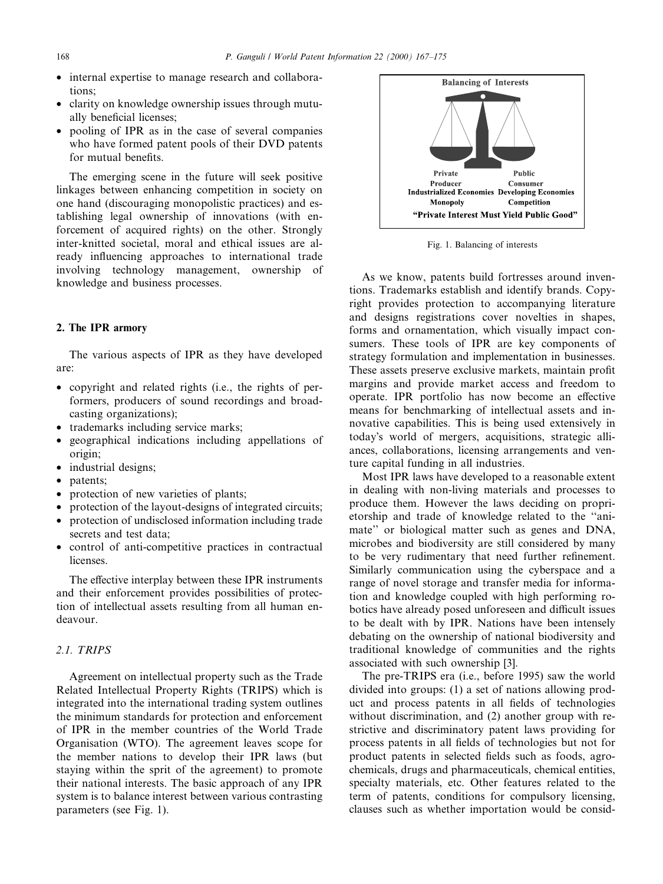- internal expertise to manage research and collaborations;
- clarity on knowledge ownership issues through mutually beneficial licenses;
- pooling of IPR as in the case of several companies who have formed patent pools of their DVD patents for mutual benefits.

The emerging scene in the future will seek positive linkages between enhancing competition in society on one hand (discouraging monopolistic practices) and establishing legal ownership of innovations (with enforcement of acquired rights) on the other. Strongly inter-knitted societal, moral and ethical issues are already influencing approaches to international trade involving technology management, ownership of knowledge and business processes.

## 2. The IPR armory

The various aspects of IPR as they have developed are:

- copyright and related rights (i.e., the rights of performers, producers of sound recordings and broadcasting organizations);
- trademarks including service marks;
- geographical indications including appellations of origin;
- industrial designs;
- patents;
- protection of new varieties of plants;
- protection of the layout-designs of integrated circuits;
- protection of undisclosed information including trade secrets and test data;
- control of anti-competitive practices in contractual licenses.

The effective interplay between these IPR instruments and their enforcement provides possibilities of protection of intellectual assets resulting from all human endeavour.

### 2.1. TRIPS

Agreement on intellectual property such as the Trade Related Intellectual Property Rights (TRIPS) which is integrated into the international trading system outlines the minimum standards for protection and enforcement of IPR in the member countries of the World Trade Organisation (WTO). The agreement leaves scope for the member nations to develop their IPR laws (but staying within the sprit of the agreement) to promote their national interests. The basic approach of any IPR system is to balance interest between various contrasting parameters (see Fig. 1).

Balancing of Interests

Private / Public
Producer / Consumer
Industrialized Economies / Developing Economies
Monopoly / Competition
"Private Interest Must Yield Public Good"

Fig. 1. Balancing of interests

As we know, patents build fortresses around inventions. Trademarks establish and identify brands. Copyright provides protection to accompanying literature and designs registrations cover novelties in shapes, forms and ornamentation, which visually impact consumers. These tools of IPR are key components of strategy formulation and implementation in businesses. These assets preserve exclusive markets, maintain profit margins and provide market access and freedom to operate. IPR portfolio has now become an effective means for benchmarking of intellectual assets and innovative capabilities. This is being used extensively in today's world of mergers, acquisitions, strategic alliances, collaborations, licensing arrangements and venture capital funding in all industries.

Most IPR laws have developed to a reasonable extent in dealing with non-living materials and processes to produce them. However the laws deciding on proprietorship and trade of knowledge related to the "animate" or biological matter such as genes and DNA, microbes and biodiversity are still considered by many to be very rudimentary that need further refinement. Similarly communication using the cyberspace and a range of novel storage and transfer media for information and knowledge coupled with high performing robotics have already posed unforeseen and difficult issues to be dealt with by IPR. Nations have been intensely debating on the ownership of national biodiversity and traditional knowledge of communities and the rights associated with such ownership [3].

The pre-TRIPS era (i.e., before 1995) saw the world divided into groups: (1) a set of nations allowing product and process patents in all fields of technologies without discrimination, and (2) another group with restrictive and discriminatory patent laws providing for process patents in all fields of technologies but not for product patents in selected fields such as foods, agrochemicals, drugs and pharmaceuticals, chemical entities, specialty materials, etc. Other features related to the term of patents, conditions for compulsory licensing, clauses such as whether importation would be consid-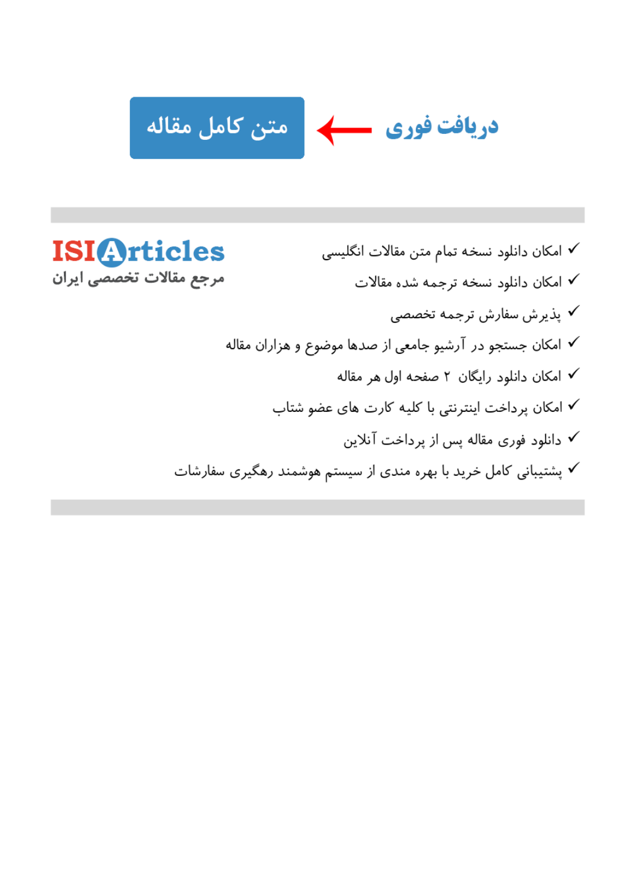دریافت فوری ← متن کامل مقاله

**ISIArticles**
مرجع مقالات تخصصی ایران

- ✓ امکان دانلود نسخه تمام متن مقالات انگلیسی
- ✓ امکان دانلود نسخه ترجمه شده مقالات
- ✓ پذیرش سفارش ترجمه تخصصی
- ✓ امکان جستجو در آرشیو جامعی از صدها موضوع و هزاران مقاله
- ✓ امکان دانلود رایگان ۲ صفحه اول هر مقاله
- ✓ امکان پرداخت اینترنتی با کلیه کارت های عضو شتاب
- ✓ دانلود فوری مقاله پس از پرداخت آنلاین
- ✓ پشتیبانی کامل خرید با بهره مندی از سیستم هوشمند رهگیری سفارشات